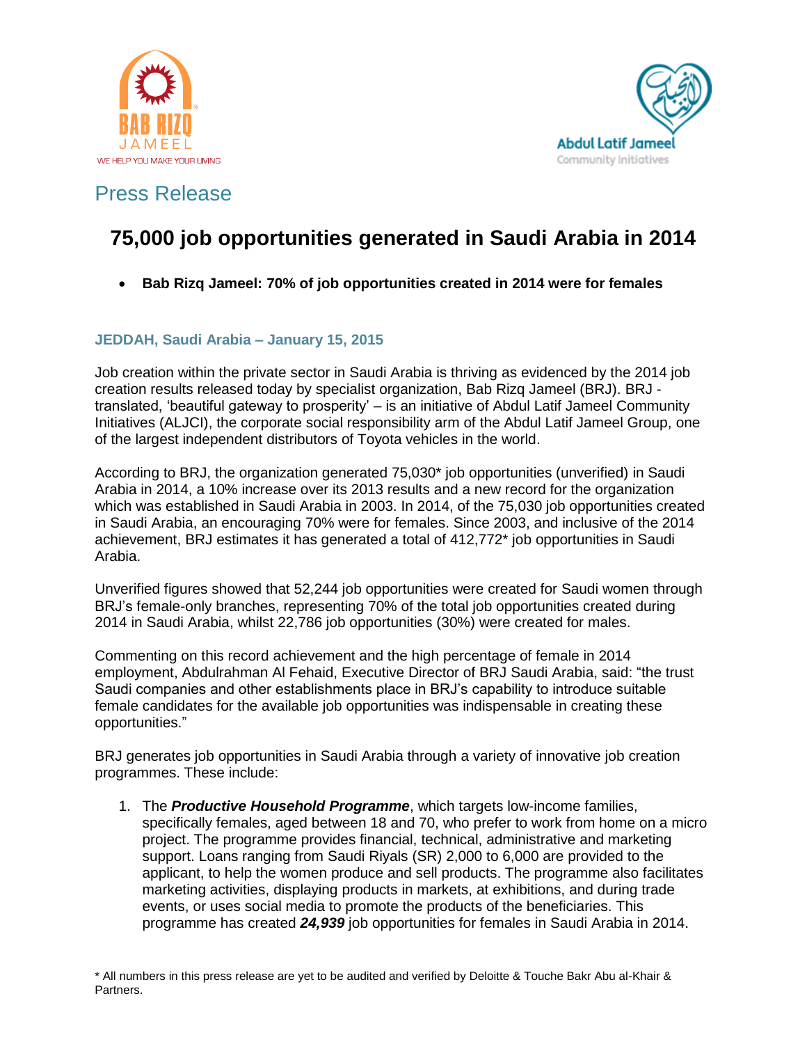Press Release

# 75,000 job opportunities generated in Saudi Arabia in 2014

- **Bab Rizq Jameel: 70% of job opportunities created in 2014 were for females**

**JEDDAH, Saudi Arabia – January 15, 2015**

Job creation within the private sector in Saudi Arabia is thriving as evidenced by the 2014 job creation results released today by specialist organization, Bab Rizq Jameel (BRJ). BRJ - translated, 'beautiful gateway to prosperity' – is an initiative of Abdul Latif Jameel Community Initiatives (ALJCI), the corporate social responsibility arm of the Abdul Latif Jameel Group, one of the largest independent distributors of Toyota vehicles in the world.

According to BRJ, the organization generated 75,030* job opportunities (unverified) in Saudi Arabia in 2014, a 10% increase over its 2013 results and a new record for the organization which was established in Saudi Arabia in 2003. In 2014, of the 75,030 job opportunities created in Saudi Arabia, an encouraging 70% were for females. Since 2003, and inclusive of the 2014 achievement, BRJ estimates it has generated a total of 412,772* job opportunities in Saudi Arabia.

Unverified figures showed that 52,244 job opportunities were created for Saudi women through BRJ's female-only branches, representing 70% of the total job opportunities created during 2014 in Saudi Arabia, whilst 22,786 job opportunities (30%) were created for males.

Commenting on this record achievement and the high percentage of female in 2014 employment, Abdulrahman Al Fehaid, Executive Director of BRJ Saudi Arabia, said: "the trust Saudi companies and other establishments place in BRJ's capability to introduce suitable female candidates for the available job opportunities was indispensable in creating these opportunities."

BRJ generates job opportunities in Saudi Arabia through a variety of innovative job creation programmes. These include:

1. The ***Productive Household Programme***, which targets low-income families, specifically females, aged between 18 and 70, who prefer to work from home on a micro project. The programme provides financial, technical, administrative and marketing support. Loans ranging from Saudi Riyals (SR) 2,000 to 6,000 are provided to the applicant, to help the women produce and sell products. The programme also facilitates marketing activities, displaying products in markets, at exhibitions, and during trade events, or uses social media to promote the products of the beneficiaries. This programme has created ***24,939*** job opportunities for females in Saudi Arabia in 2014.

\* All numbers in this press release are yet to be audited and verified by Deloitte & Touche Bakr Abu al-Khair & Partners.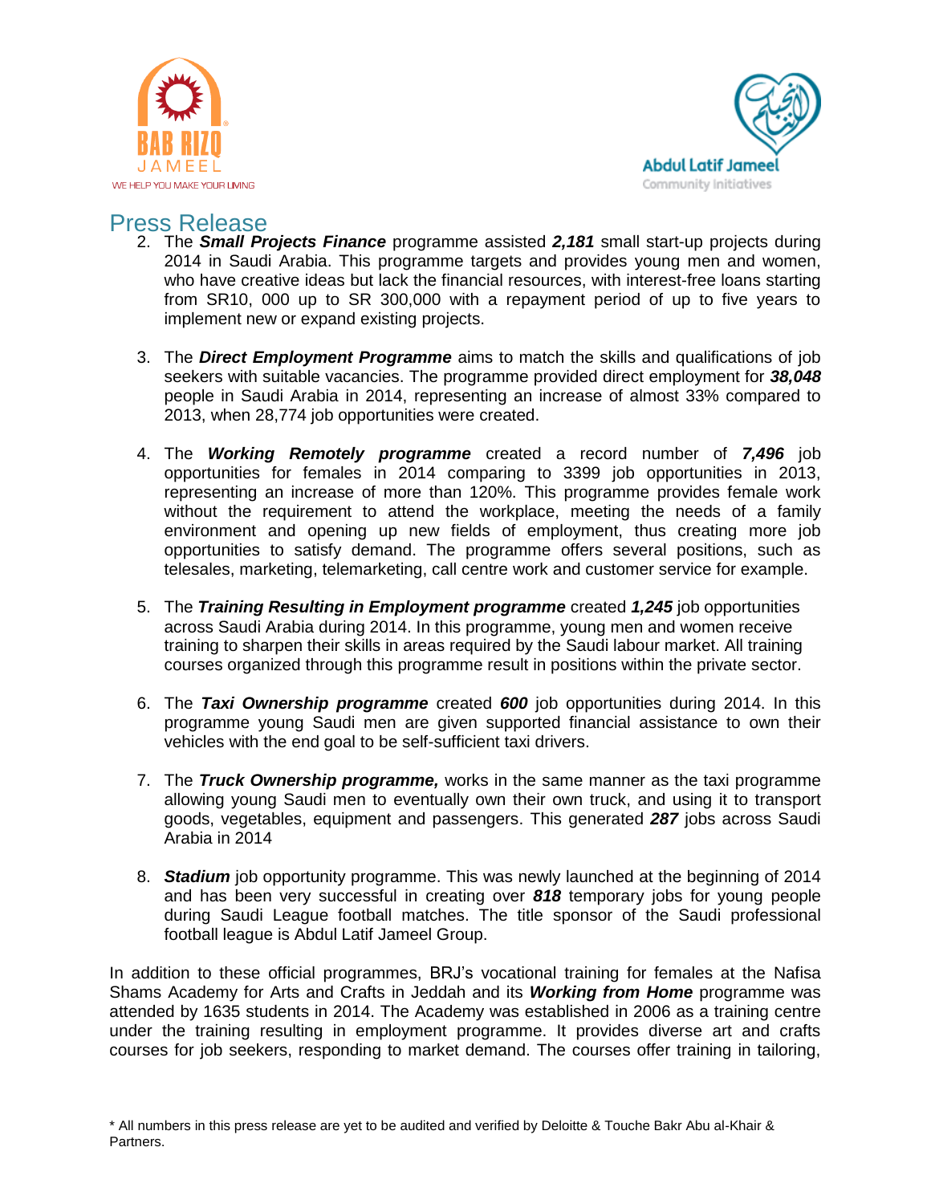# Press Release

2. The ***Small Projects Finance*** programme assisted ***2,181*** small start-up projects during 2014 in Saudi Arabia. This programme targets and provides young men and women, who have creative ideas but lack the financial resources, with interest-free loans starting from SR10, 000 up to SR 300,000 with a repayment period of up to five years to implement new or expand existing projects.

3. The ***Direct Employment Programme*** aims to match the skills and qualifications of job seekers with suitable vacancies. The programme provided direct employment for ***38,048*** people in Saudi Arabia in 2014, representing an increase of almost 33% compared to 2013, when 28,774 job opportunities were created.

4. The ***Working Remotely programme*** created a record number of ***7,496*** job opportunities for females in 2014 comparing to 3399 job opportunities in 2013, representing an increase of more than 120%. This programme provides female work without the requirement to attend the workplace, meeting the needs of a family environment and opening up new fields of employment, thus creating more job opportunities to satisfy demand. The programme offers several positions, such as telesales, marketing, telemarketing, call centre work and customer service for example.

5. The ***Training Resulting in Employment programme*** created ***1,245*** job opportunities across Saudi Arabia during 2014. In this programme, young men and women receive training to sharpen their skills in areas required by the Saudi labour market. All training courses organized through this programme result in positions within the private sector.

6. The ***Taxi Ownership programme*** created ***600*** job opportunities during 2014. In this programme young Saudi men are given supported financial assistance to own their vehicles with the end goal to be self-sufficient taxi drivers.

7. The ***Truck Ownership programme,*** works in the same manner as the taxi programme allowing young Saudi men to eventually own their own truck, and using it to transport goods, vegetables, equipment and passengers. This generated ***287*** jobs across Saudi Arabia in 2014

8. ***Stadium*** job opportunity programme. This was newly launched at the beginning of 2014 and has been very successful in creating over ***818*** temporary jobs for young people during Saudi League football matches. The title sponsor of the Saudi professional football league is Abdul Latif Jameel Group.

In addition to these official programmes, BRJ's vocational training for females at the Nafisa Shams Academy for Arts and Crafts in Jeddah and its ***Working from Home*** programme was attended by 1635 students in 2014. The Academy was established in 2006 as a training centre under the training resulting in employment programme. It provides diverse art and crafts courses for job seekers, responding to market demand. The courses offer training in tailoring,

\* All numbers in this press release are yet to be audited and verified by Deloitte & Touche Bakr Abu al-Khair & Partners.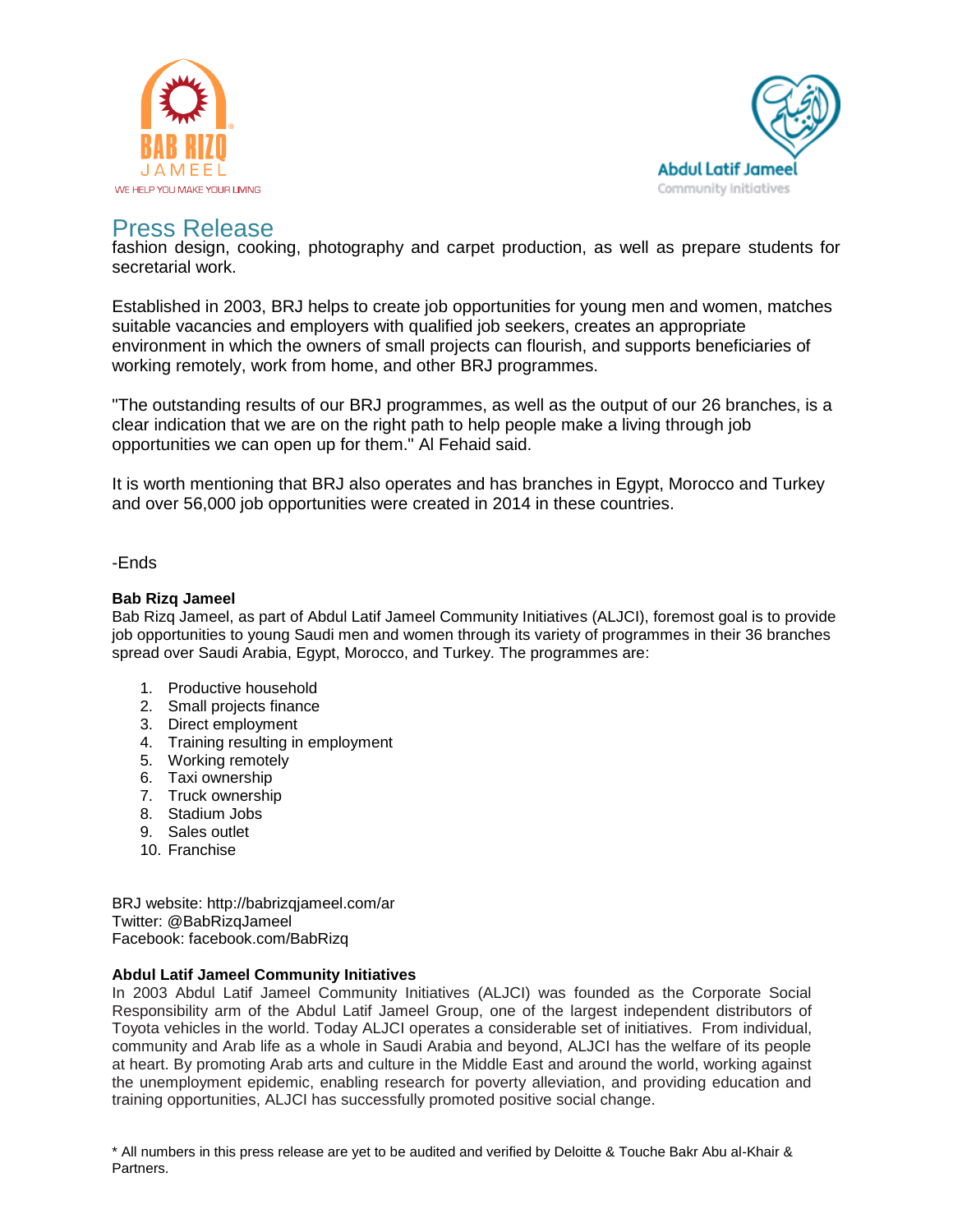# Press Release

fashion design, cooking, photography and carpet production, as well as prepare students for secretarial work.

Established in 2003, BRJ helps to create job opportunities for young men and women, matches suitable vacancies and employers with qualified job seekers, creates an appropriate environment in which the owners of small projects can flourish, and supports beneficiaries of working remotely, work from home, and other BRJ programmes.

"The outstanding results of our BRJ programmes, as well as the output of our 26 branches, is a clear indication that we are on the right path to help people make a living through job opportunities we can open up for them." Al Fehaid said.

It is worth mentioning that BRJ also operates and has branches in Egypt, Morocco and Turkey and over 56,000 job opportunities were created in 2014 in these countries.

-Ends

**Bab Rizq Jameel**

Bab Rizq Jameel, as part of Abdul Latif Jameel Community Initiatives (ALJCI), foremost goal is to provide job opportunities to young Saudi men and women through its variety of programmes in their 36 branches spread over Saudi Arabia, Egypt, Morocco, and Turkey. The programmes are:

1. Productive household
2. Small projects finance
3. Direct employment
4. Training resulting in employment
5. Working remotely
6. Taxi ownership
7. Truck ownership
8. Stadium Jobs
9. Sales outlet
10. Franchise

BRJ website: http://babrizqjameel.com/ar
Twitter: @BabRizqJameel
Facebook: facebook.com/BabRizq

**Abdul Latif Jameel Community Initiatives**

In 2003 Abdul Latif Jameel Community Initiatives (ALJCI) was founded as the Corporate Social Responsibility arm of the Abdul Latif Jameel Group, one of the largest independent distributors of Toyota vehicles in the world. Today ALJCI operates a considerable set of initiatives. From individual, community and Arab life as a whole in Saudi Arabia and beyond, ALJCI has the welfare of its people at heart. By promoting Arab arts and culture in the Middle East and around the world, working against the unemployment epidemic, enabling research for poverty alleviation, and providing education and training opportunities, ALJCI has successfully promoted positive social change.

* All numbers in this press release are yet to be audited and verified by Deloitte & Touche Bakr Abu al-Khair & Partners.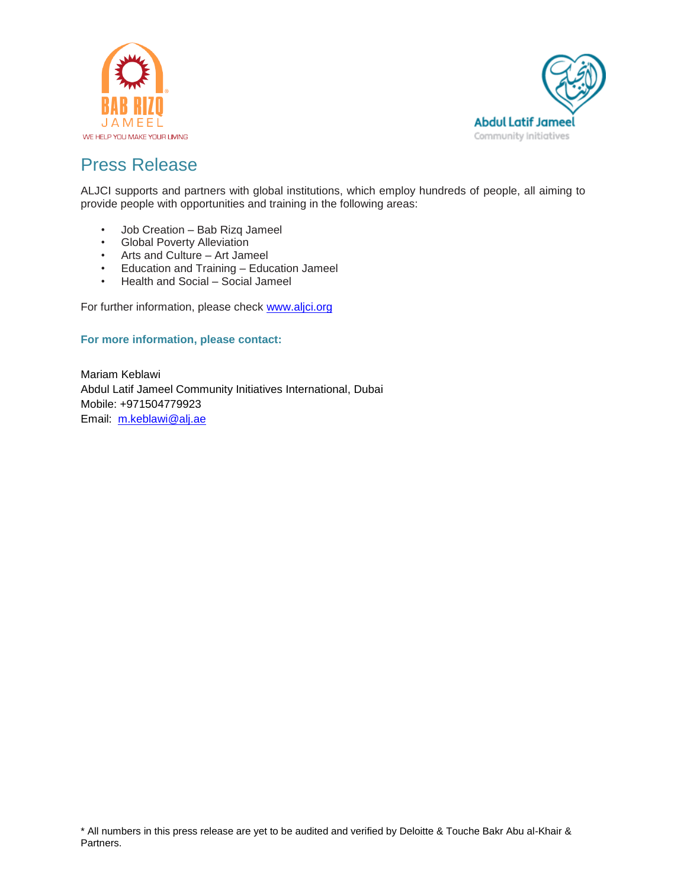# Press Release

ALJCI supports and partners with global institutions, which employ hundreds of people, all aiming to provide people with opportunities and training in the following areas:

- Job Creation – Bab Rizq Jameel
- Global Poverty Alleviation
- Arts and Culture – Art Jameel
- Education and Training – Education Jameel
- Health and Social – Social Jameel

For further information, please check www.aljci.org

**For more information, please contact:**

Mariam Keblawi
Abdul Latif Jameel Community Initiatives International, Dubai
Mobile: +971504779923
Email: m.keblawi@alj.ae

* All numbers in this press release are yet to be audited and verified by Deloitte & Touche Bakr Abu al-Khair & Partners.